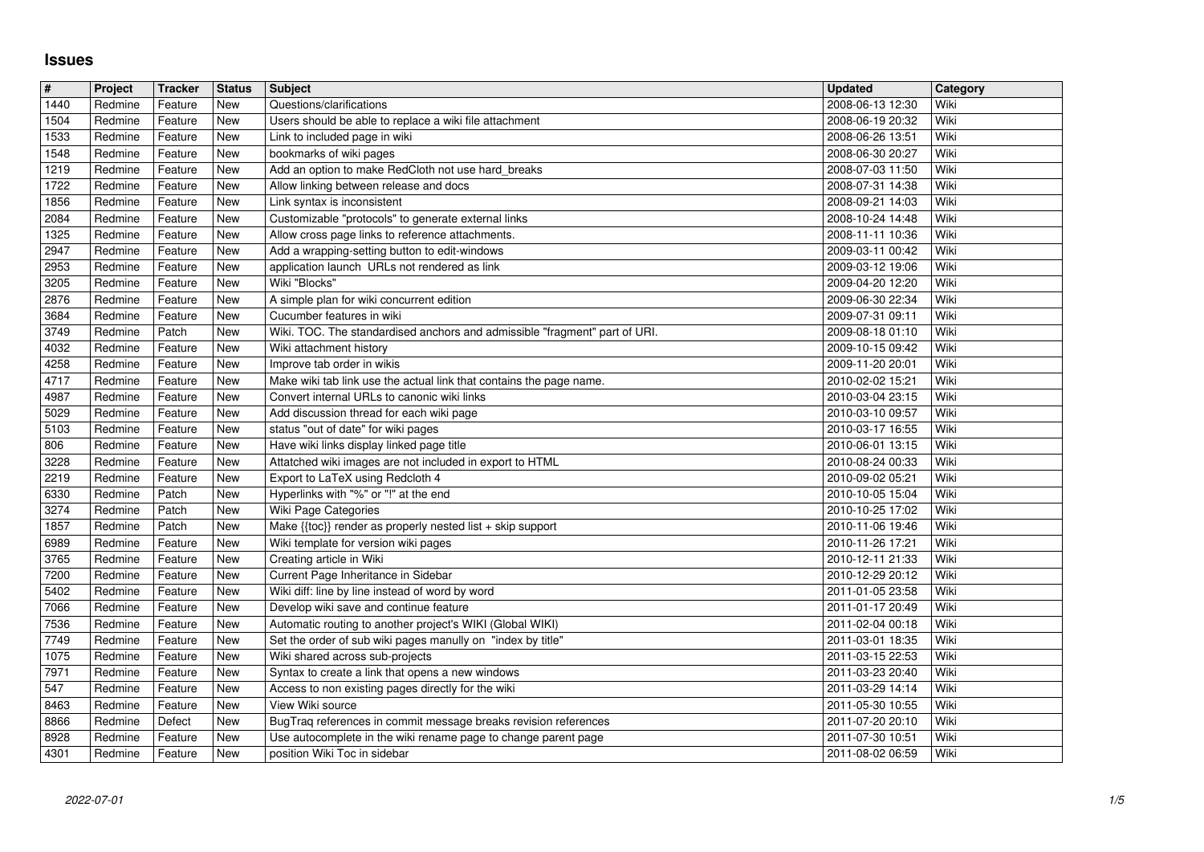# Issues

| # | Project | Tracker | Status | Subject | Updated | Category |
|---|---|---|---|---|---|---|
| 1440 | Redmine | Feature | New | Questions/clarifications | 2008-06-13 12:30 | Wiki |
| 1504 | Redmine | Feature | New | Users should be able to replace a wiki file attachment | 2008-06-19 20:32 | Wiki |
| 1533 | Redmine | Feature | New | Link to included page in wiki | 2008-06-26 13:51 | Wiki |
| 1548 | Redmine | Feature | New | bookmarks of wiki pages | 2008-06-30 20:27 | Wiki |
| 1219 | Redmine | Feature | New | Add an option to make RedCloth not use hard_breaks | 2008-07-03 11:50 | Wiki |
| 1722 | Redmine | Feature | New | Allow linking between release and docs | 2008-07-31 14:38 | Wiki |
| 1856 | Redmine | Feature | New | Link syntax is inconsistent | 2008-09-21 14:03 | Wiki |
| 2084 | Redmine | Feature | New | Customizable "protocols" to generate external links | 2008-10-24 14:48 | Wiki |
| 1325 | Redmine | Feature | New | Allow cross page links to reference attachments. | 2008-11-11 10:36 | Wiki |
| 2947 | Redmine | Feature | New | Add a wrapping-setting button to edit-windows | 2009-03-11 00:42 | Wiki |
| 2953 | Redmine | Feature | New | application launch URLs not rendered as link | 2009-03-12 19:06 | Wiki |
| 3205 | Redmine | Feature | New | Wiki "Blocks" | 2009-04-20 12:20 | Wiki |
| 2876 | Redmine | Feature | New | A simple plan for wiki concurrent edition | 2009-06-30 22:34 | Wiki |
| 3684 | Redmine | Feature | New | Cucumber features in wiki | 2009-07-31 09:11 | Wiki |
| 3749 | Redmine | Patch | New | Wiki. TOC. The standardised anchors and admissible "fragment" part of URI. | 2009-08-18 01:10 | Wiki |
| 4032 | Redmine | Feature | New | Wiki attachment history | 2009-10-15 09:42 | Wiki |
| 4258 | Redmine | Feature | New | Improve tab order in wikis | 2009-11-20 20:01 | Wiki |
| 4717 | Redmine | Feature | New | Make wiki tab link use the actual link that contains the page name. | 2010-02-02 15:21 | Wiki |
| 4987 | Redmine | Feature | New | Convert internal URLs to canonic wiki links | 2010-03-04 23:15 | Wiki |
| 5029 | Redmine | Feature | New | Add discussion thread for each wiki page | 2010-03-10 09:57 | Wiki |
| 5103 | Redmine | Feature | New | status "out of date" for wiki pages | 2010-03-17 16:55 | Wiki |
| 806 | Redmine | Feature | New | Have wiki links display linked page title | 2010-06-01 13:15 | Wiki |
| 3228 | Redmine | Feature | New | Attatched wiki images are not included in export to HTML | 2010-08-24 00:33 | Wiki |
| 2219 | Redmine | Feature | New | Export to LaTeX using Redcloth 4 | 2010-09-02 05:21 | Wiki |
| 6330 | Redmine | Patch | New | Hyperlinks with "%" or "!" at the end | 2010-10-05 15:04 | Wiki |
| 3274 | Redmine | Patch | New | Wiki Page Categories | 2010-10-25 17:02 | Wiki |
| 1857 | Redmine | Patch | New | Make {{toc}} render as properly nested list + skip support | 2010-11-06 19:46 | Wiki |
| 6989 | Redmine | Feature | New | Wiki template for version wiki pages | 2010-11-26 17:21 | Wiki |
| 3765 | Redmine | Feature | New | Creating article in Wiki | 2010-12-11 21:33 | Wiki |
| 7200 | Redmine | Feature | New | Current Page Inheritance in Sidebar | 2010-12-29 20:12 | Wiki |
| 5402 | Redmine | Feature | New | Wiki diff: line by line instead of word by word | 2011-01-05 23:58 | Wiki |
| 7066 | Redmine | Feature | New | Develop wiki save and continue feature | 2011-01-17 20:49 | Wiki |
| 7536 | Redmine | Feature | New | Automatic routing to another project's WIKI (Global WIKI) | 2011-02-04 00:18 | Wiki |
| 7749 | Redmine | Feature | New | Set the order of sub wiki pages manully on "index by title" | 2011-03-01 18:35 | Wiki |
| 1075 | Redmine | Feature | New | Wiki shared across sub-projects | 2011-03-15 22:53 | Wiki |
| 7971 | Redmine | Feature | New | Syntax to create a link that opens a new windows | 2011-03-23 20:40 | Wiki |
| 547 | Redmine | Feature | New | Access to non existing pages directly for the wiki | 2011-03-29 14:14 | Wiki |
| 8463 | Redmine | Feature | New | View Wiki source | 2011-05-30 10:55 | Wiki |
| 8866 | Redmine | Defect | New | BugTraq references in commit message breaks revision references | 2011-07-20 20:10 | Wiki |
| 8928 | Redmine | Feature | New | Use autocomplete in the wiki rename page to change parent page | 2011-07-30 10:51 | Wiki |
| 4301 | Redmine | Feature | New | position Wiki Toc in sidebar | 2011-08-02 06:59 | Wiki |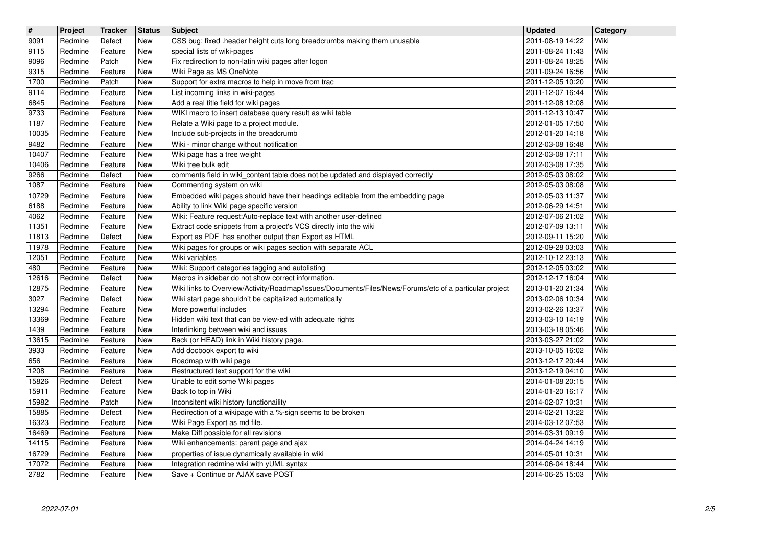| # | Project | Tracker | Status | Subject | Updated | Category |
|---|---|---|---|---|---|---|
| 9091 | Redmine | Defect | New | CSS bug: fixed .header height cuts long breadcrumbs making them unusable | 2011-08-19 14:22 | Wiki |
| 9115 | Redmine | Feature | New | special lists of wiki-pages | 2011-08-24 11:43 | Wiki |
| 9096 | Redmine | Patch | New | Fix redirection to non-latin wiki pages after logon | 2011-08-24 18:25 | Wiki |
| 9315 | Redmine | Feature | New | Wiki Page as MS OneNote | 2011-09-24 16:56 | Wiki |
| 1700 | Redmine | Patch | New | Support for extra macros to help in move from trac | 2011-12-05 10:20 | Wiki |
| 9114 | Redmine | Feature | New | List incoming links in wiki-pages | 2011-12-07 16:44 | Wiki |
| 6845 | Redmine | Feature | New | Add a real title field for wiki pages | 2011-12-08 12:08 | Wiki |
| 9733 | Redmine | Feature | New | WIKI macro to insert database query result as wiki table | 2011-12-13 10:47 | Wiki |
| 1187 | Redmine | Feature | New | Relate a Wiki page to a project module. | 2012-01-05 17:50 | Wiki |
| 10035 | Redmine | Feature | New | Include sub-projects in the breadcrumb | 2012-01-20 14:18 | Wiki |
| 9482 | Redmine | Feature | New | Wiki - minor change without notification | 2012-03-08 16:48 | Wiki |
| 10407 | Redmine | Feature | New | Wiki page has a tree weight | 2012-03-08 17:11 | Wiki |
| 10406 | Redmine | Feature | New | Wiki tree bulk edit | 2012-03-08 17:35 | Wiki |
| 9266 | Redmine | Defect | New | comments field in wiki_content table does not be updated and displayed correctly | 2012-05-03 08:02 | Wiki |
| 1087 | Redmine | Feature | New | Commenting system on wiki | 2012-05-03 08:08 | Wiki |
| 10729 | Redmine | Feature | New | Embedded wiki pages should have their headings editable from the embedding page | 2012-05-03 11:37 | Wiki |
| 6188 | Redmine | Feature | New | Ability to link Wiki page specific version | 2012-06-29 14:51 | Wiki |
| 4062 | Redmine | Feature | New | Wiki: Feature request:Auto-replace text with another user-defined | 2012-07-06 21:02 | Wiki |
| 11351 | Redmine | Feature | New | Extract code snippets from a project's VCS directly into the wiki | 2012-07-09 13:11 | Wiki |
| 11813 | Redmine | Defect | New | Export as PDF has another output than Export as HTML | 2012-09-11 15:20 | Wiki |
| 11978 | Redmine | Feature | New | Wiki pages for groups or wiki pages section with separate ACL | 2012-09-28 03:03 | Wiki |
| 12051 | Redmine | Feature | New | Wiki variables | 2012-10-12 23:13 | Wiki |
| 480 | Redmine | Feature | New | Wiki: Support categories tagging and autolisting | 2012-12-05 03:02 | Wiki |
| 12616 | Redmine | Defect | New | Macros in sidebar do not show correct information. | 2012-12-17 16:04 | Wiki |
| 12875 | Redmine | Feature | New | Wiki links to Overview/Activity/Roadmap/Issues/Documents/Files/News/Forums/etc of a particular project | 2013-01-20 21:34 | Wiki |
| 3027 | Redmine | Defect | New | Wiki start page shouldn't be capitalized automatically | 2013-02-06 10:34 | Wiki |
| 13294 | Redmine | Feature | New | More powerful includes | 2013-02-26 13:37 | Wiki |
| 13369 | Redmine | Feature | New | Hidden wiki text that can be view-ed with adequate rights | 2013-03-10 14:19 | Wiki |
| 1439 | Redmine | Feature | New | Interlinking between wiki and issues | 2013-03-18 05:46 | Wiki |
| 13615 | Redmine | Feature | New | Back (or HEAD) link in Wiki history page. | 2013-03-27 21:02 | Wiki |
| 3933 | Redmine | Feature | New | Add docbook export to wiki | 2013-10-05 16:02 | Wiki |
| 656 | Redmine | Feature | New | Roadmap with wiki page | 2013-12-17 20:44 | Wiki |
| 1208 | Redmine | Feature | New | Restructured text support for the wiki | 2013-12-19 04:10 | Wiki |
| 15826 | Redmine | Defect | New | Unable to edit some Wiki pages | 2014-01-08 20:15 | Wiki |
| 15911 | Redmine | Feature | New | Back to top in Wiki | 2014-01-20 16:17 | Wiki |
| 15982 | Redmine | Patch | New | Inconsitent wiki history functionaility | 2014-02-07 10:31 | Wiki |
| 15885 | Redmine | Defect | New | Redirection of a wikipage with a %-sign seems to be broken | 2014-02-21 13:22 | Wiki |
| 16323 | Redmine | Feature | New | Wiki Page Export as md file. | 2014-03-12 07:53 | Wiki |
| 16469 | Redmine | Feature | New | Make Diff possible for all revisions | 2014-03-31 09:19 | Wiki |
| 14115 | Redmine | Feature | New | Wiki enhancements: parent page and ajax | 2014-04-24 14:19 | Wiki |
| 16729 | Redmine | Feature | New | properties of issue dynamically available in wiki | 2014-05-01 10:31 | Wiki |
| 17072 | Redmine | Feature | New | Integration redmine wiki with yUML syntax | 2014-06-04 18:44 | Wiki |
| 2782 | Redmine | Feature | New | Save + Continue or AJAX save POST | 2014-06-25 15:03 | Wiki |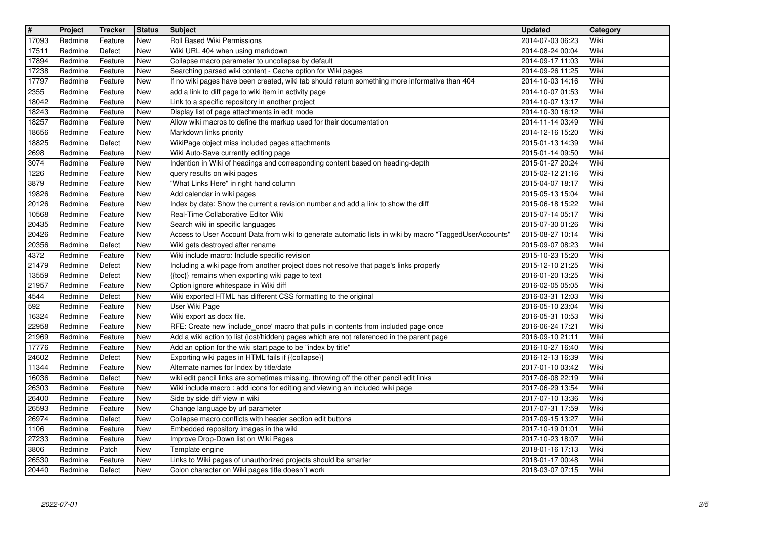| # | Project | Tracker | Status | Subject | Updated | Category |
| --- | --- | --- | --- | --- | --- | --- |
| 17093 | Redmine | Feature | New | Roll Based Wiki Permissions | 2014-07-03 06:23 | Wiki |
| 17511 | Redmine | Defect | New | Wiki URL 404 when using markdown | 2014-08-24 00:04 | Wiki |
| 17894 | Redmine | Feature | New | Collapse macro parameter to uncollapse by default | 2014-09-17 11:03 | Wiki |
| 17238 | Redmine | Feature | New | Searching parsed wiki content - Cache option for Wiki pages | 2014-09-26 11:25 | Wiki |
| 17797 | Redmine | Feature | New | If no wiki pages have been created, wiki tab should return something more informative than 404 | 2014-10-03 14:16 | Wiki |
| 2355 | Redmine | Feature | New | add a link to diff page to wiki item in activity page | 2014-10-07 01:53 | Wiki |
| 18042 | Redmine | Feature | New | Link to a specific repository in another project | 2014-10-07 13:17 | Wiki |
| 18243 | Redmine | Feature | New | Display list of page attachments in edit mode | 2014-10-30 16:12 | Wiki |
| 18257 | Redmine | Feature | New | Allow wiki macros to define the markup used for their documentation | 2014-11-14 03:49 | Wiki |
| 18656 | Redmine | Feature | New | Markdown links priority | 2014-12-16 15:20 | Wiki |
| 18825 | Redmine | Defect | New | WikiPage object miss included pages attachments | 2015-01-13 14:39 | Wiki |
| 2698 | Redmine | Feature | New | Wiki Auto-Save currently editing page | 2015-01-14 09:50 | Wiki |
| 3074 | Redmine | Feature | New | Indention in Wiki of headings and corresponding content based on heading-depth | 2015-01-27 20:24 | Wiki |
| 1226 | Redmine | Feature | New | query results on wiki pages | 2015-02-12 21:16 | Wiki |
| 3879 | Redmine | Feature | New | "What Links Here" in right hand column | 2015-04-07 18:17 | Wiki |
| 19826 | Redmine | Feature | New | Add calendar in wiki pages | 2015-05-13 15:04 | Wiki |
| 20126 | Redmine | Feature | New | Index by date: Show the current a revision number and add a link to show the diff | 2015-06-18 15:22 | Wiki |
| 10568 | Redmine | Feature | New | Real-Time Collaborative Editor Wiki | 2015-07-14 05:17 | Wiki |
| 20435 | Redmine | Feature | New | Search wiki in specific languages | 2015-07-30 01:26 | Wiki |
| 20426 | Redmine | Feature | New | Access to User Account Data from wiki to generate automatic lists in wiki by macro "TaggedUserAccounts" | 2015-08-27 10:14 | Wiki |
| 20356 | Redmine | Defect | New | Wiki gets destroyed after rename | 2015-09-07 08:23 | Wiki |
| 4372 | Redmine | Feature | New | Wiki include macro: Include specific revision | 2015-10-23 15:20 | Wiki |
| 21479 | Redmine | Defect | New | Including a wiki page from another project does not resolve that page's links properly | 2015-12-10 21:25 | Wiki |
| 13559 | Redmine | Defect | New | {{toc}} remains when exporting wiki page to text | 2016-01-20 13:25 | Wiki |
| 21957 | Redmine | Feature | New | Option ignore whitespace in Wiki diff | 2016-02-05 05:05 | Wiki |
| 4544 | Redmine | Defect | New | Wiki exported HTML has different CSS formatting to the original | 2016-03-31 12:03 | Wiki |
| 592 | Redmine | Feature | New | User Wiki Page | 2016-05-10 23:04 | Wiki |
| 16324 | Redmine | Feature | New | Wiki export as docx file. | 2016-05-31 10:53 | Wiki |
| 22958 | Redmine | Feature | New | RFE: Create new 'include_once' macro that pulls in contents from included page once | 2016-06-24 17:21 | Wiki |
| 21969 | Redmine | Feature | New | Add a wiki action to list (lost/hidden) pages which are not referenced in the parent page | 2016-09-10 21:11 | Wiki |
| 17776 | Redmine | Feature | New | Add an option for the wiki start page to be "index by title" | 2016-10-27 16:40 | Wiki |
| 24602 | Redmine | Defect | New | Exporting wiki pages in HTML fails if {{collapse}} | 2016-12-13 16:39 | Wiki |
| 11344 | Redmine | Feature | New | Alternate names for Index by title/date | 2017-01-10 03:42 | Wiki |
| 16036 | Redmine | Defect | New | wiki edit pencil links are sometimes missing, throwing off the other pencil edit links | 2017-06-08 22:19 | Wiki |
| 26303 | Redmine | Feature | New | Wiki include macro : add icons for editing and viewing an included wiki page | 2017-06-29 13:54 | Wiki |
| 26400 | Redmine | Feature | New | Side by side diff view in wiki | 2017-07-10 13:36 | Wiki |
| 26593 | Redmine | Feature | New | Change language by url parameter | 2017-07-31 17:59 | Wiki |
| 26974 | Redmine | Defect | New | Collapse macro conflicts with header section edit buttons | 2017-09-15 13:27 | Wiki |
| 1106 | Redmine | Feature | New | Embedded repository images in the wiki | 2017-10-19 01:01 | Wiki |
| 27233 | Redmine | Feature | New | Improve Drop-Down list on Wiki Pages | 2017-10-23 18:07 | Wiki |
| 3806 | Redmine | Patch | New | Template engine | 2018-01-16 17:13 | Wiki |
| 26530 | Redmine | Feature | New | Links to Wiki pages of unauthorized projects should be smarter | 2018-01-17 00:48 | Wiki |
| 20440 | Redmine | Defect | New | Colon character on Wiki pages title doesn´t work | 2018-03-07 07:15 | Wiki |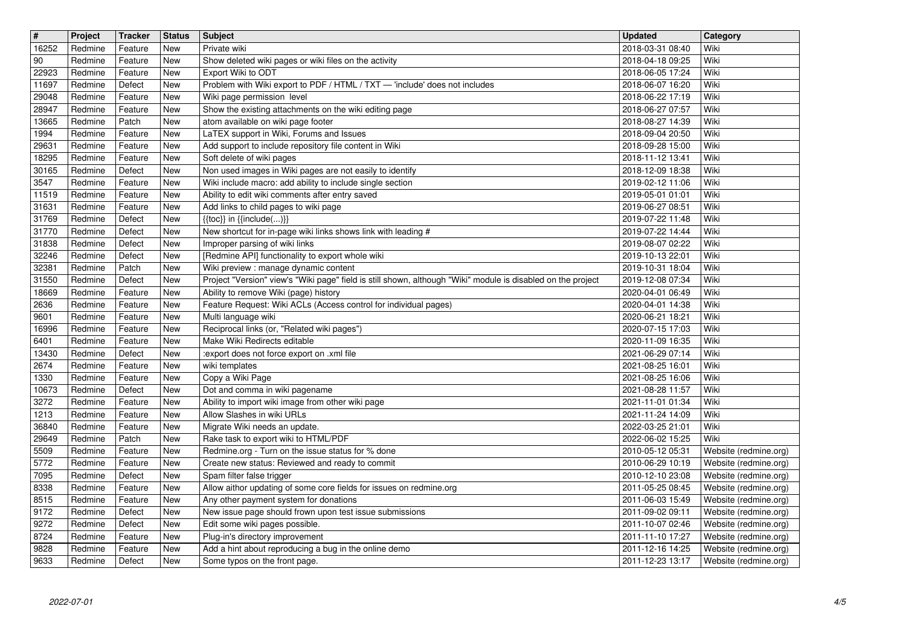| # | Project | Tracker | Status | Subject | Updated | Category |
| --- | --- | --- | --- | --- | --- | --- |
| 16252 | Redmine | Feature | New | Private wiki | 2018-03-31 08:40 | Wiki |
| 90 | Redmine | Feature | New | Show deleted wiki pages or wiki files on the activity | 2018-04-18 09:25 | Wiki |
| 22923 | Redmine | Feature | New | Export Wiki to ODT | 2018-06-05 17:24 | Wiki |
| 11697 | Redmine | Defect | New | Problem with Wiki export to PDF / HTML / TXT — 'include' does not includes | 2018-06-07 16:20 | Wiki |
| 29048 | Redmine | Feature | New | Wiki page permission level | 2018-06-22 17:19 | Wiki |
| 28947 | Redmine | Feature | New | Show the existing attachments on the wiki editing page | 2018-06-27 07:57 | Wiki |
| 13665 | Redmine | Patch | New | atom available on wiki page footer | 2018-08-27 14:39 | Wiki |
| 1994 | Redmine | Feature | New | LaTEX support in Wiki, Forums and Issues | 2018-09-04 20:50 | Wiki |
| 29631 | Redmine | Feature | New | Add support to include repository file content in Wiki | 2018-09-28 15:00 | Wiki |
| 18295 | Redmine | Feature | New | Soft delete of wiki pages | 2018-11-12 13:41 | Wiki |
| 30165 | Redmine | Defect | New | Non used images in Wiki pages are not easily to identify | 2018-12-09 18:38 | Wiki |
| 3547 | Redmine | Feature | New | Wiki include macro: add ability to include single section | 2019-02-12 11:06 | Wiki |
| 11519 | Redmine | Feature | New | Ability to edit wiki comments after entry saved | 2019-05-01 01:01 | Wiki |
| 31631 | Redmine | Feature | New | Add links to child pages to wiki page | 2019-06-27 08:51 | Wiki |
| 31769 | Redmine | Defect | New | {{toc}} in {{include(...)}} | 2019-07-22 11:48 | Wiki |
| 31770 | Redmine | Defect | New | New shortcut for in-page wiki links shows link with leading # | 2019-07-22 14:44 | Wiki |
| 31838 | Redmine | Defect | New | Improper parsing of wiki links | 2019-08-07 02:22 | Wiki |
| 32246 | Redmine | Defect | New | [Redmine API] functionality to export whole wiki | 2019-10-13 22:01 | Wiki |
| 32381 | Redmine | Patch | New | Wiki preview : manage dynamic content | 2019-10-31 18:04 | Wiki |
| 31550 | Redmine | Defect | New | Project "Version" view's "Wiki page" field is still shown, although "Wiki" module is disabled on the project | 2019-12-08 07:34 | Wiki |
| 18669 | Redmine | Feature | New | Ability to remove Wiki (page) history | 2020-04-01 06:49 | Wiki |
| 2636 | Redmine | Feature | New | Feature Request: Wiki ACLs (Access control for individual pages) | 2020-04-01 14:38 | Wiki |
| 9601 | Redmine | Feature | New | Multi language wiki | 2020-06-21 18:21 | Wiki |
| 16996 | Redmine | Feature | New | Reciprocal links (or, "Related wiki pages") | 2020-07-15 17:03 | Wiki |
| 6401 | Redmine | Feature | New | Make Wiki Redirects editable | 2020-11-09 16:35 | Wiki |
| 13430 | Redmine | Defect | New | :export does not force export on .xml file | 2021-06-29 07:14 | Wiki |
| 2674 | Redmine | Feature | New | wiki templates | 2021-08-25 16:01 | Wiki |
| 1330 | Redmine | Feature | New | Copy a Wiki Page | 2021-08-25 16:06 | Wiki |
| 10673 | Redmine | Defect | New | Dot and comma in wiki pagename | 2021-08-28 11:57 | Wiki |
| 3272 | Redmine | Feature | New | Ability to import wiki image from other wiki page | 2021-11-01 01:34 | Wiki |
| 1213 | Redmine | Feature | New | Allow Slashes in wiki URLs | 2021-11-24 14:09 | Wiki |
| 36840 | Redmine | Feature | New | Migrate Wiki needs an update. | 2022-03-25 21:01 | Wiki |
| 29649 | Redmine | Patch | New | Rake task to export wiki to HTML/PDF | 2022-06-02 15:25 | Wiki |
| 5509 | Redmine | Feature | New | Redmine.org - Turn on the issue status for % done | 2010-05-12 05:31 | Website (redmine.org) |
| 5772 | Redmine | Feature | New | Create new status: Reviewed and ready to commit | 2010-06-29 10:19 | Website (redmine.org) |
| 7095 | Redmine | Defect | New | Spam filter false trigger | 2010-12-10 23:08 | Website (redmine.org) |
| 8338 | Redmine | Feature | New | Allow aithor updating of some core fields for issues on redmine.org | 2011-05-25 08:45 | Website (redmine.org) |
| 8515 | Redmine | Feature | New | Any other payment system for donations | 2011-06-03 15:49 | Website (redmine.org) |
| 9172 | Redmine | Defect | New | New issue page should frown upon test issue submissions | 2011-09-02 09:11 | Website (redmine.org) |
| 9272 | Redmine | Defect | New | Edit some wiki pages possible. | 2011-10-07 02:46 | Website (redmine.org) |
| 8724 | Redmine | Feature | New | Plug-in's directory improvement | 2011-11-10 17:27 | Website (redmine.org) |
| 9828 | Redmine | Feature | New | Add a hint about reproducing a bug in the online demo | 2011-12-16 14:25 | Website (redmine.org) |
| 9633 | Redmine | Defect | New | Some typos on the front page. | 2011-12-23 13:17 | Website (redmine.org) |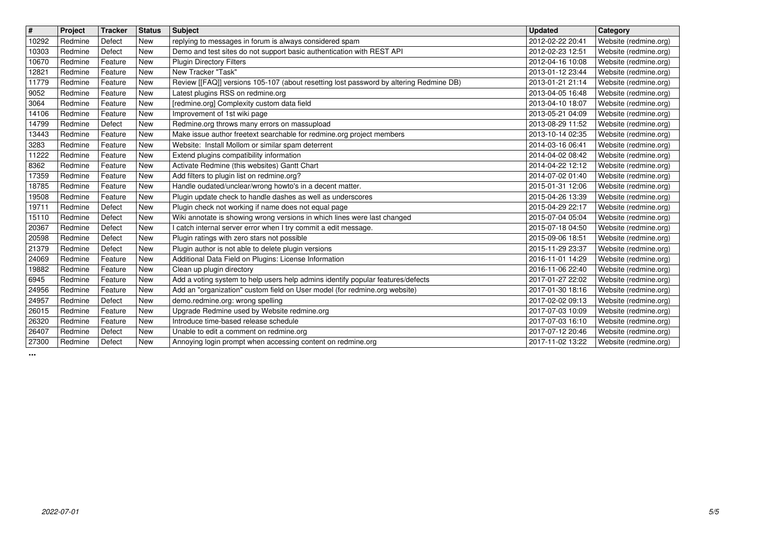| # | Project | Tracker | Status | Subject | Updated | Category |
| --- | --- | --- | --- | --- | --- | --- |
| 10292 | Redmine | Defect | New | replying to messages in forum is always considered spam | 2012-02-22 20:41 | Website (redmine.org) |
| 10303 | Redmine | Defect | New | Demo and test sites do not support basic authentication with REST API | 2012-02-23 12:51 | Website (redmine.org) |
| 10670 | Redmine | Feature | New | Plugin Directory Filters | 2012-04-16 10:08 | Website (redmine.org) |
| 12821 | Redmine | Feature | New | New Tracker "Task" | 2013-01-12 23:44 | Website (redmine.org) |
| 11779 | Redmine | Feature | New | Review [[FAQ]] versions 105-107 (about resetting lost password by altering Redmine DB) | 2013-01-21 21:14 | Website (redmine.org) |
| 9052 | Redmine | Feature | New | Latest plugins RSS on redmine.org | 2013-04-05 16:48 | Website (redmine.org) |
| 3064 | Redmine | Feature | New | [redmine.org] Complexity custom data field | 2013-04-10 18:07 | Website (redmine.org) |
| 14106 | Redmine | Feature | New | Improvement of 1st wiki page | 2013-05-21 04:09 | Website (redmine.org) |
| 14799 | Redmine | Defect | New | Redmine.org throws many errors on massupload | 2013-08-29 11:52 | Website (redmine.org) |
| 13443 | Redmine | Feature | New | Make issue author freetext searchable for redmine.org project members | 2013-10-14 02:35 | Website (redmine.org) |
| 3283 | Redmine | Feature | New | Website: Install Mollom or similar spam deterrent | 2014-03-16 06:41 | Website (redmine.org) |
| 11222 | Redmine | Feature | New | Extend plugins compatibility information | 2014-04-02 08:42 | Website (redmine.org) |
| 8362 | Redmine | Feature | New | Activate Redmine (this websites) Gantt Chart | 2014-04-22 12:12 | Website (redmine.org) |
| 17359 | Redmine | Feature | New | Add filters to plugin list on redmine.org? | 2014-07-02 01:40 | Website (redmine.org) |
| 18785 | Redmine | Feature | New | Handle oudated/unclear/wrong howto's in a decent matter. | 2015-01-31 12:06 | Website (redmine.org) |
| 19508 | Redmine | Feature | New | Plugin update check to handle dashes as well as underscores | 2015-04-26 13:39 | Website (redmine.org) |
| 19711 | Redmine | Defect | New | Plugin check not working if name does not equal page | 2015-04-29 22:17 | Website (redmine.org) |
| 15110 | Redmine | Defect | New | Wiki annotate is showing wrong versions in which lines were last changed | 2015-07-04 05:04 | Website (redmine.org) |
| 20367 | Redmine | Defect | New | I catch internal server error when I try commit a edit message. | 2015-07-18 04:50 | Website (redmine.org) |
| 20598 | Redmine | Defect | New | Plugin ratings with zero stars not possible | 2015-09-06 18:51 | Website (redmine.org) |
| 21379 | Redmine | Defect | New | Plugin author is not able to delete plugin versions | 2015-11-29 23:37 | Website (redmine.org) |
| 24069 | Redmine | Feature | New | Additional Data Field on Plugins: License Information | 2016-11-01 14:29 | Website (redmine.org) |
| 19882 | Redmine | Feature | New | Clean up plugin directory | 2016-11-06 22:40 | Website (redmine.org) |
| 6945 | Redmine | Feature | New | Add a voting system to help users help admins identify popular features/defects | 2017-01-27 22:02 | Website (redmine.org) |
| 24956 | Redmine | Feature | New | Add an "organization" custom field on User model (for redmine.org website) | 2017-01-30 18:16 | Website (redmine.org) |
| 24957 | Redmine | Defect | New | demo.redmine.org: wrong spelling | 2017-02-02 09:13 | Website (redmine.org) |
| 26015 | Redmine | Feature | New | Upgrade Redmine used by Website redmine.org | 2017-07-03 10:09 | Website (redmine.org) |
| 26320 | Redmine | Feature | New | Introduce time-based release schedule | 2017-07-03 16:10 | Website (redmine.org) |
| 26407 | Redmine | Defect | New | Unable to edit a comment on redmine.org | 2017-07-12 20:46 | Website (redmine.org) |
| 27300 | Redmine | Defect | New | Annoying login prompt when accessing content on redmine.org | 2017-11-02 13:22 | Website (redmine.org) |

...